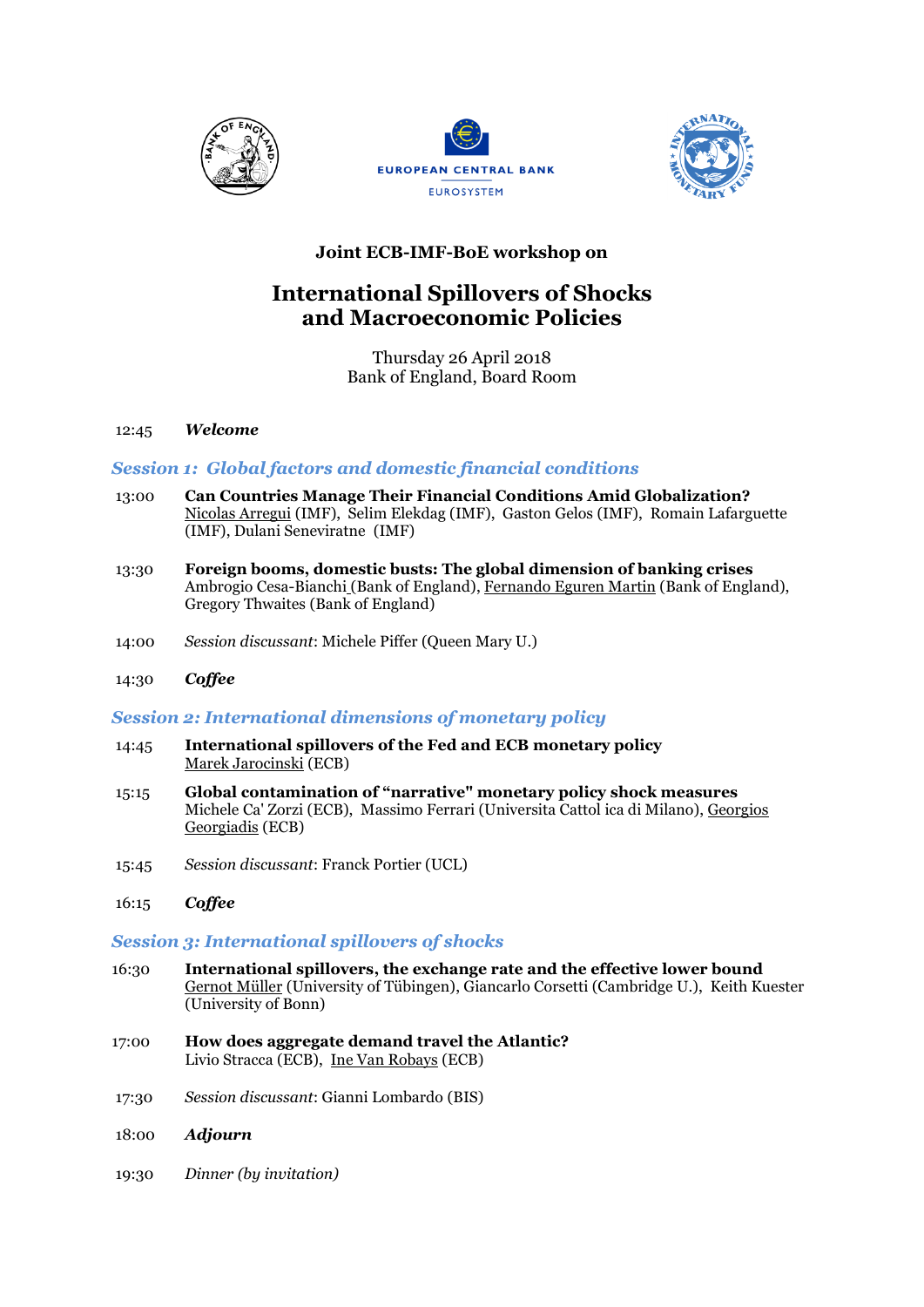EUROPEAN CENTRAL BANK

EUROSYSTEM

**Joint ECB-IMF-BoE workshop on**

# International Spillovers of Shocks and Macroeconomic Policies

Thursday 26 April 2018
Bank of England, Board Room

12:45 ***Welcome***

## *Session 1: Global factors and domestic financial conditions*

13:00 **Can Countries Manage Their Financial Conditions Amid Globalization?**
Nicolas Arregui (IMF), Selim Elekdag (IMF), Gaston Gelos (IMF), Romain Lafarguette (IMF), Dulani Seneviratne (IMF)

13:30 **Foreign booms, domestic busts: The global dimension of banking crises**
Ambrogio Cesa-Bianchi (Bank of England), Fernando Eguren Martin (Bank of England), Gregory Thwaites (Bank of England)

14:00 *Session discussant*: Michele Piffer (Queen Mary U.)

14:30 ***Coffee***

## *Session 2: International dimensions of monetary policy*

14:45 **International spillovers of the Fed and ECB monetary policy**
Marek Jarocinski (ECB)

15:15 **Global contamination of "narrative" monetary policy shock measures**
Michele Ca' Zorzi (ECB), Massimo Ferrari (Universita Cattol ica di Milano), Georgios Georgiadis (ECB)

15:45 *Session discussant*: Franck Portier (UCL)

16:15 ***Coffee***

## *Session 3: International spillovers of shocks*

16:30 **International spillovers, the exchange rate and the effective lower bound**
Gernot Müller (University of Tübingen), Giancarlo Corsetti (Cambridge U.), Keith Kuester (University of Bonn)

17:00 **How does aggregate demand travel the Atlantic?**
Livio Stracca (ECB), Ine Van Robays (ECB)

17:30 *Session discussant*: Gianni Lombardo (BIS)

18:00 ***Adjourn***

19:30 *Dinner (by invitation)*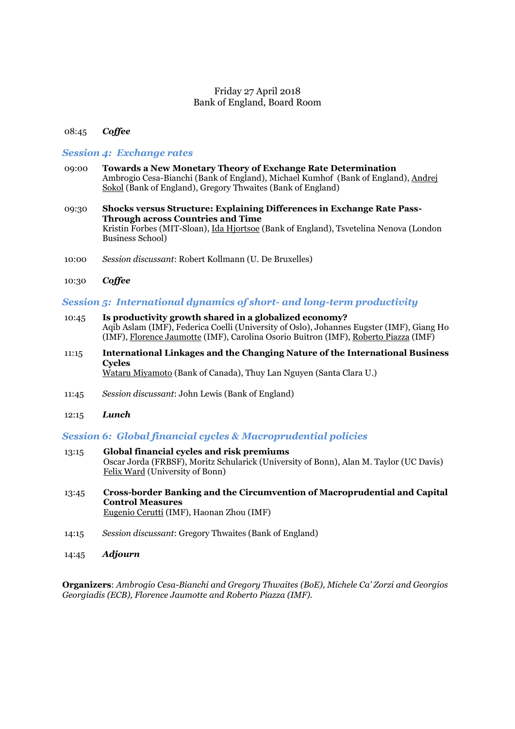Friday 27 April 2018
Bank of England, Board Room

08:45 ***Coffee***

## *Session 4: Exchange rates*

09:00 **Towards a New Monetary Theory of Exchange Rate Determination**
Ambrogio Cesa-Bianchi (Bank of England), Michael Kumhof (Bank of England), Andrej Sokol (Bank of England), Gregory Thwaites (Bank of England)

09:30 **Shocks versus Structure: Explaining Differences in Exchange Rate Pass-Through across Countries and Time**
Kristin Forbes (MIT-Sloan), Ida Hjortsoe (Bank of England), Tsvetelina Nenova (London Business School)

10:00 *Session discussant*: Robert Kollmann (U. De Bruxelles)

10:30 ***Coffee***

## *Session 5: International dynamics of short- and long-term productivity*

10:45 **Is productivity growth shared in a globalized economy?**
Aqib Aslam (IMF), Federica Coelli (University of Oslo), Johannes Eugster (IMF), Giang Ho (IMF), Florence Jaumotte (IMF), Carolina Osorio Buitron (IMF), Roberto Piazza (IMF)

11:15 **International Linkages and the Changing Nature of the International Business Cycles**
Wataru Miyamoto (Bank of Canada), Thuy Lan Nguyen (Santa Clara U.)

11:45 *Session discussant*: John Lewis (Bank of England)

12:15 ***Lunch***

## *Session 6: Global financial cycles & Macroprudential policies*

13:15 **Global financial cycles and risk premiums**
Oscar Jorda (FRBSF), Moritz Schularick (University of Bonn), Alan M. Taylor (UC Davis) Felix Ward (University of Bonn)

13:45 **Cross-border Banking and the Circumvention of Macroprudential and Capital Control Measures**
Eugenio Cerutti (IMF), Haonan Zhou (IMF)

14:15 *Session discussant*: Gregory Thwaites (Bank of England)

14:45 ***Adjourn***

**Organizers**: *Ambrogio Cesa-Bianchi and Gregory Thwaites (BoE), Michele Ca' Zorzi and Georgios Georgiadis (ECB), Florence Jaumotte and Roberto Piazza (IMF).*